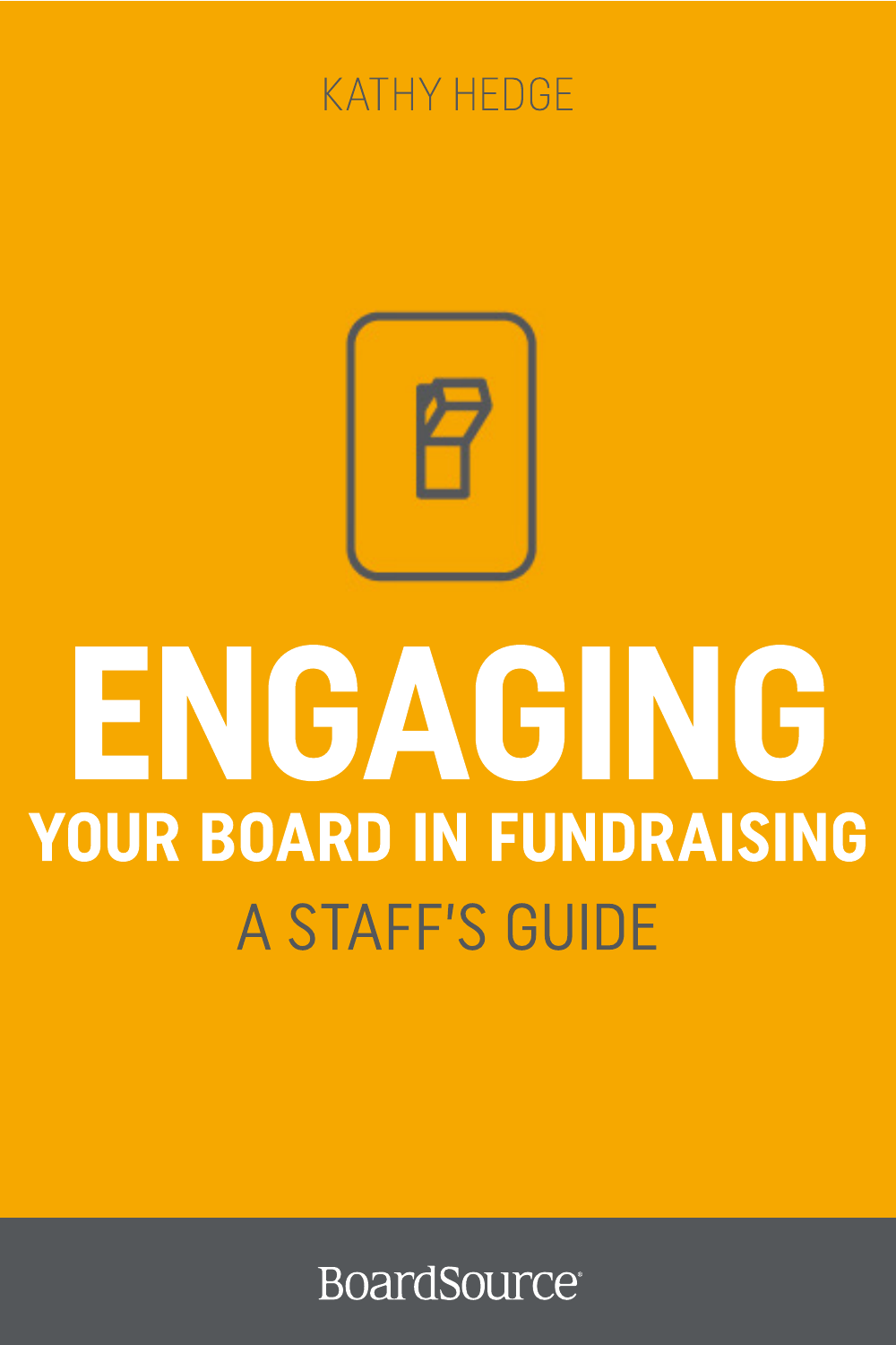KATHY HEDGE

# ENGAGING

## YOUR BOARD IN FUNDRAISING

### A STAFF'S GUIDE

BoardSource®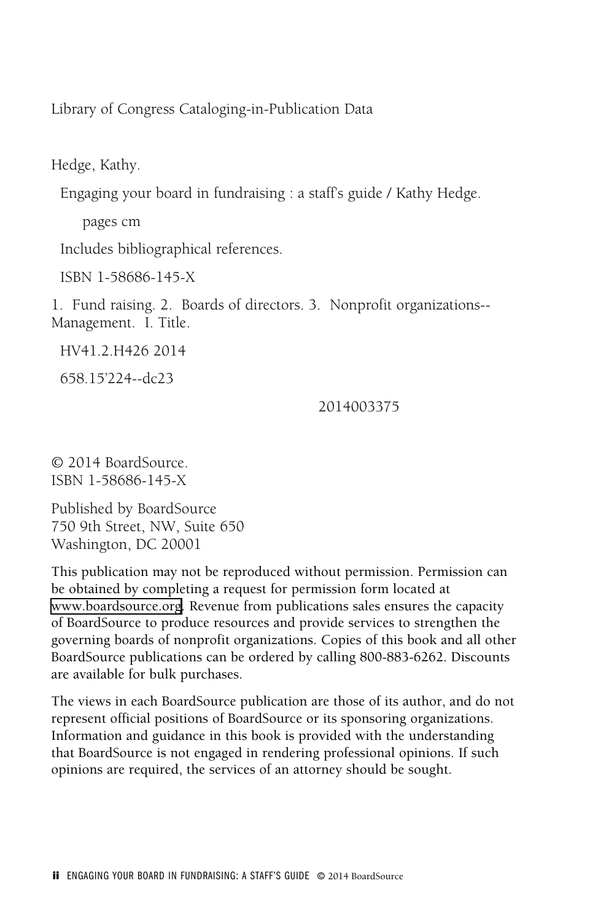Library of Congress Cataloging-in-Publication Data

Hedge, Kathy.

Engaging your board in fundraising : a staff's guide / Kathy Hedge.

pages cm

Includes bibliographical references.

ISBN 1-58686-145-X

1. Fund raising. 2. Boards of directors. 3. Nonprofit organizations--Management. I. Title.

HV41.2.H426 2014

658.15'224--dc23

2014003375

© 2014 BoardSource.
ISBN 1-58686-145-X

Published by BoardSource
750 9th Street, NW, Suite 650
Washington, DC 20001

This publication may not be reproduced without permission. Permission can be obtained by completing a request for permission form located at www.boardsource.org. Revenue from publications sales ensures the capacity of BoardSource to produce resources and provide services to strengthen the governing boards of nonprofit organizations. Copies of this book and all other BoardSource publications can be ordered by calling 800-883-6262. Discounts are available for bulk purchases.

The views in each BoardSource publication are those of its author, and do not represent official positions of BoardSource or its sponsoring organizations. Information and guidance in this book is provided with the understanding that BoardSource is not engaged in rendering professional opinions. If such opinions are required, the services of an attorney should be sought.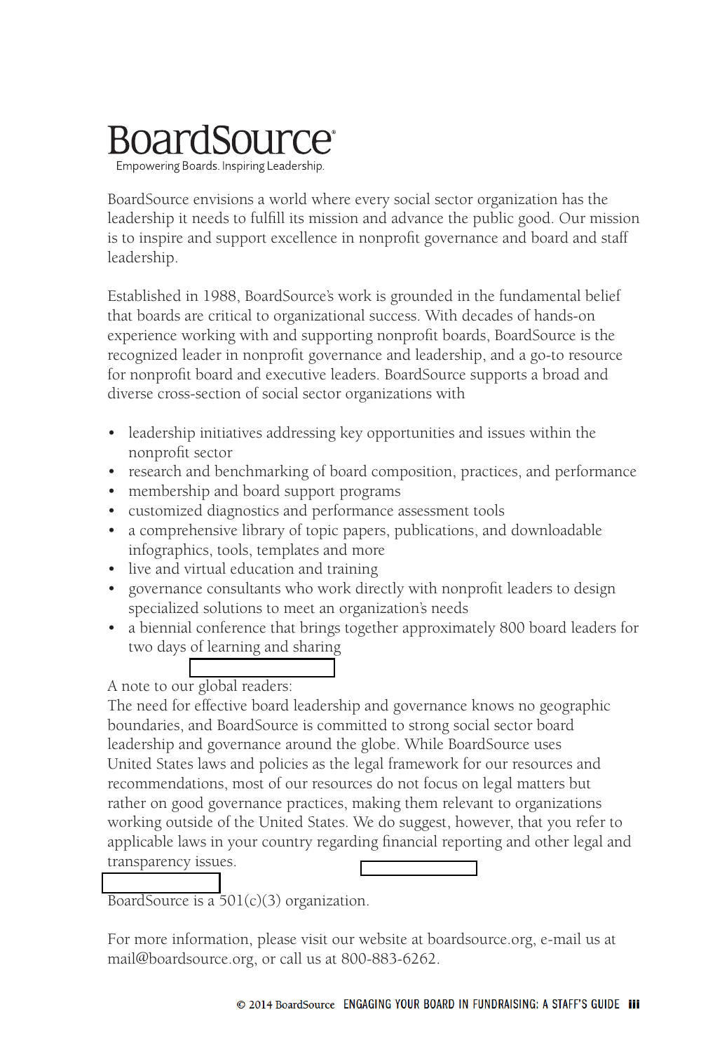# BoardSource

Empowering Boards. Inspiring Leadership.

BoardSource envisions a world where every social sector organization has the leadership it needs to fulfill its mission and advance the public good. Our mission is to inspire and support excellence in nonprofit governance and board and staff leadership.

Established in 1988, BoardSource's work is grounded in the fundamental belief that boards are critical to organizational success. With decades of hands-on experience working with and supporting nonprofit boards, BoardSource is the recognized leader in nonprofit governance and leadership, and a go-to resource for nonprofit board and executive leaders. BoardSource supports a broad and diverse cross-section of social sector organizations with

- leadership initiatives addressing key opportunities and issues within the nonprofit sector
- research and benchmarking of board composition, practices, and performance
- membership and board support programs
- customized diagnostics and performance assessment tools
- a comprehensive library of topic papers, publications, and downloadable infographics, tools, templates and more
- live and virtual education and training
- governance consultants who work directly with nonprofit leaders to design specialized solutions to meet an organization's needs
- a biennial conference that brings together approximately 800 board leaders for two days of learning and sharing

A note to our global readers:
The need for effective board leadership and governance knows no geographic boundaries, and BoardSource is committed to strong social sector board leadership and governance around the globe. While BoardSource uses United States laws and policies as the legal framework for our resources and recommendations, most of our resources do not focus on legal matters but rather on good governance practices, making them relevant to organizations working outside of the United States. We do suggest, however, that you refer to applicable laws in your country regarding financial reporting and other legal and transparency issues.

BoardSource is a 501(c)(3) organization.

For more information, please visit our website at boardsource.org, e-mail us at mail@boardsource.org, or call us at 800-883-6262.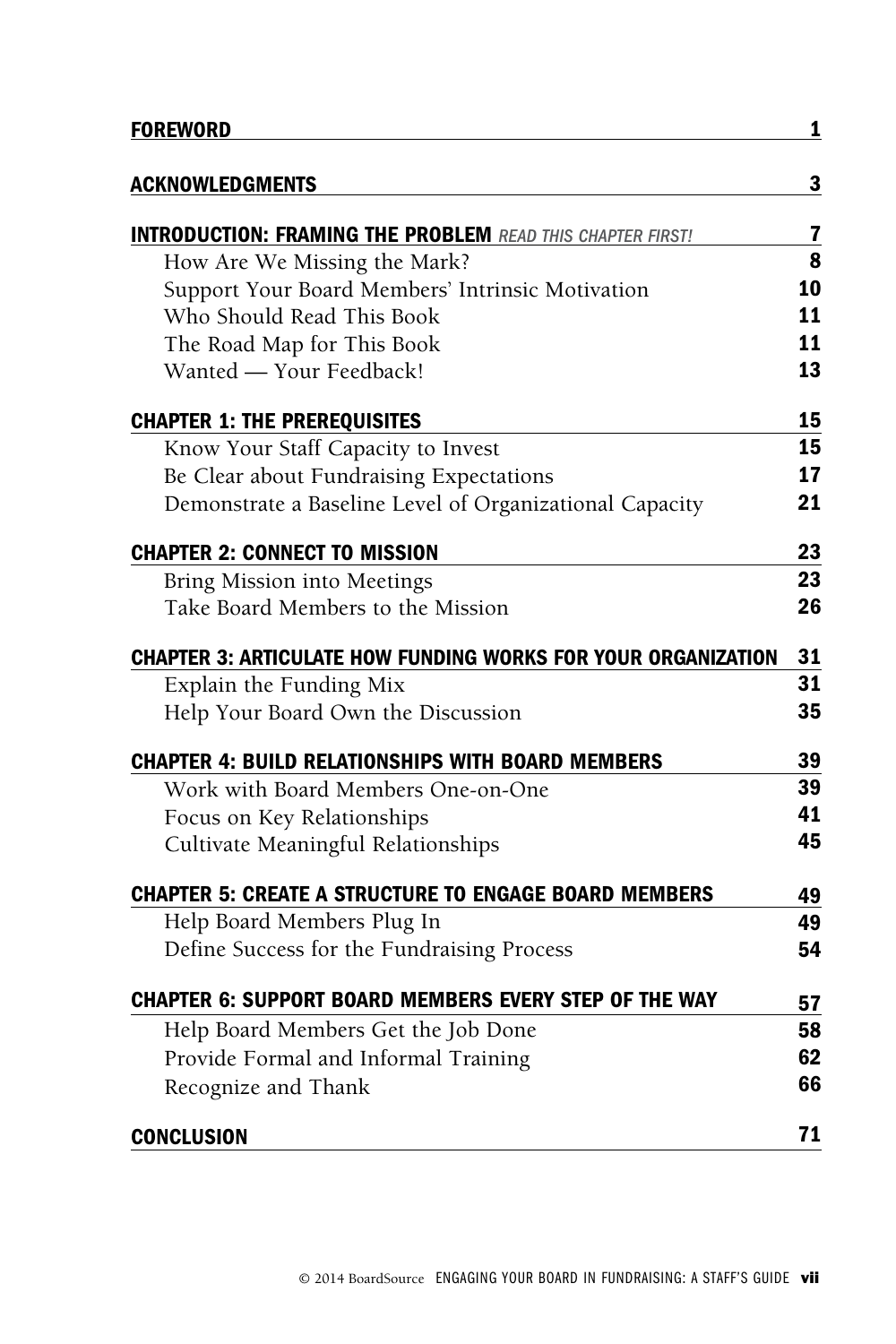**FOREWORD** 1

**ACKNOWLEDGMENTS** 3

**INTRODUCTION: FRAMING THE PROBLEM** *READ THIS CHAPTER FIRST!* 7

- How Are We Missing the Mark? 8
- Support Your Board Members' Intrinsic Motivation 10
- Who Should Read This Book 11
- The Road Map for This Book 11
- Wanted — Your Feedback! 13

**CHAPTER 1: THE PREREQUISITES** 15

- Know Your Staff Capacity to Invest 15
- Be Clear about Fundraising Expectations 17
- Demonstrate a Baseline Level of Organizational Capacity 21

**CHAPTER 2: CONNECT TO MISSION** 23

- Bring Mission into Meetings 23
- Take Board Members to the Mission 26

**CHAPTER 3: ARTICULATE HOW FUNDING WORKS FOR YOUR ORGANIZATION** 31

- Explain the Funding Mix 31
- Help Your Board Own the Discussion 35

**CHAPTER 4: BUILD RELATIONSHIPS WITH BOARD MEMBERS** 39

- Work with Board Members One-on-One 39
- Focus on Key Relationships 41
- Cultivate Meaningful Relationships 45

**CHAPTER 5: CREATE A STRUCTURE TO ENGAGE BOARD MEMBERS** 49

- Help Board Members Plug In 49
- Define Success for the Fundraising Process 54

**CHAPTER 6: SUPPORT BOARD MEMBERS EVERY STEP OF THE WAY** 57

- Help Board Members Get the Job Done 58
- Provide Formal and Informal Training 62
- Recognize and Thank 66

**CONCLUSION** 71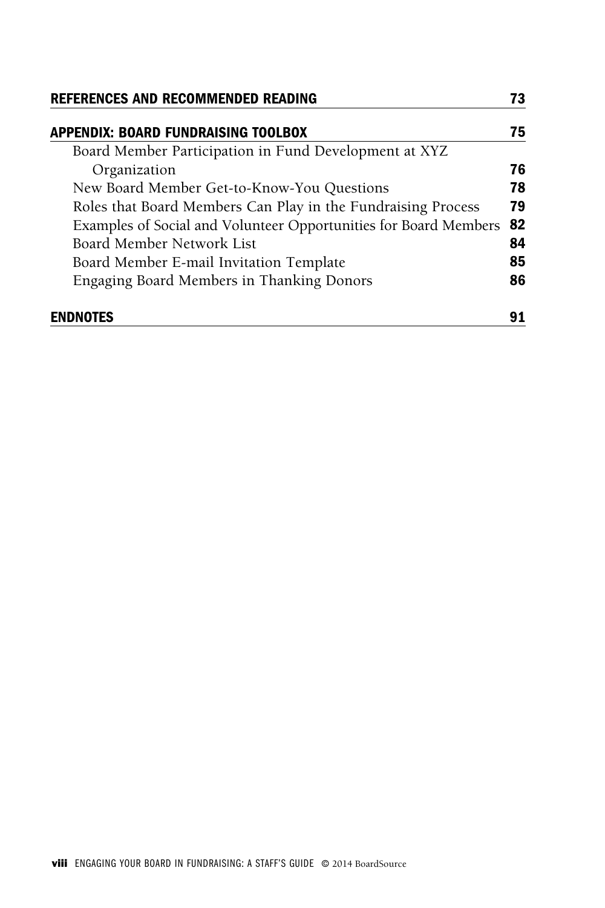**REFERENCES AND RECOMMENDED READING** 73

**APPENDIX: BOARD FUNDRAISING TOOLBOX** 75

- Board Member Participation in Fund Development at XYZ Organization **76**
- New Board Member Get-to-Know-You Questions **78**
- Roles that Board Members Can Play in the Fundraising Process **79**
- Examples of Social and Volunteer Opportunities for Board Members **82**
- Board Member Network List **84**
- Board Member E-mail Invitation Template **85**
- Engaging Board Members in Thanking Donors **86**

**ENDNOTES** 91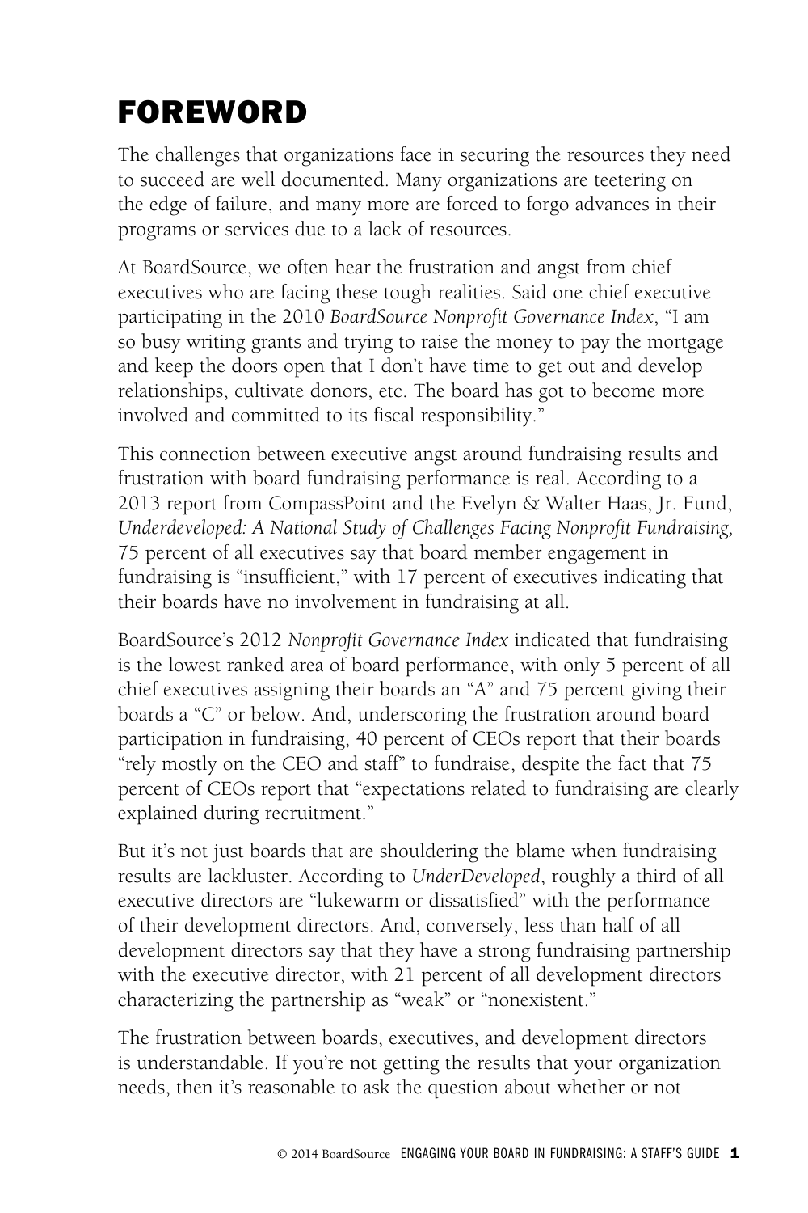# FOREWORD

The challenges that organizations face in securing the resources they need to succeed are well documented. Many organizations are teetering on the edge of failure, and many more are forced to forgo advances in their programs or services due to a lack of resources.

At BoardSource, we often hear the frustration and angst from chief executives who are facing these tough realities. Said one chief executive participating in the 2010 *BoardSource Nonprofit Governance Index*, "I am so busy writing grants and trying to raise the money to pay the mortgage and keep the doors open that I don't have time to get out and develop relationships, cultivate donors, etc. The board has got to become more involved and committed to its fiscal responsibility."

This connection between executive angst around fundraising results and frustration with board fundraising performance is real. According to a 2013 report from CompassPoint and the Evelyn & Walter Haas, Jr. Fund, *Underdeveloped: A National Study of Challenges Facing Nonprofit Fundraising,* 75 percent of all executives say that board member engagement in fundraising is "insufficient," with 17 percent of executives indicating that their boards have no involvement in fundraising at all.

BoardSource's 2012 *Nonprofit Governance Index* indicated that fundraising is the lowest ranked area of board performance, with only 5 percent of all chief executives assigning their boards an "A" and 75 percent giving their boards a "C" or below. And, underscoring the frustration around board participation in fundraising, 40 percent of CEOs report that their boards "rely mostly on the CEO and staff" to fundraise, despite the fact that 75 percent of CEOs report that "expectations related to fundraising are clearly explained during recruitment."

But it's not just boards that are shouldering the blame when fundraising results are lackluster. According to *UnderDeveloped*, roughly a third of all executive directors are "lukewarm or dissatisfied" with the performance of their development directors. And, conversely, less than half of all development directors say that they have a strong fundraising partnership with the executive director, with 21 percent of all development directors characterizing the partnership as "weak" or "nonexistent."

The frustration between boards, executives, and development directors is understandable. If you're not getting the results that your organization needs, then it's reasonable to ask the question about whether or not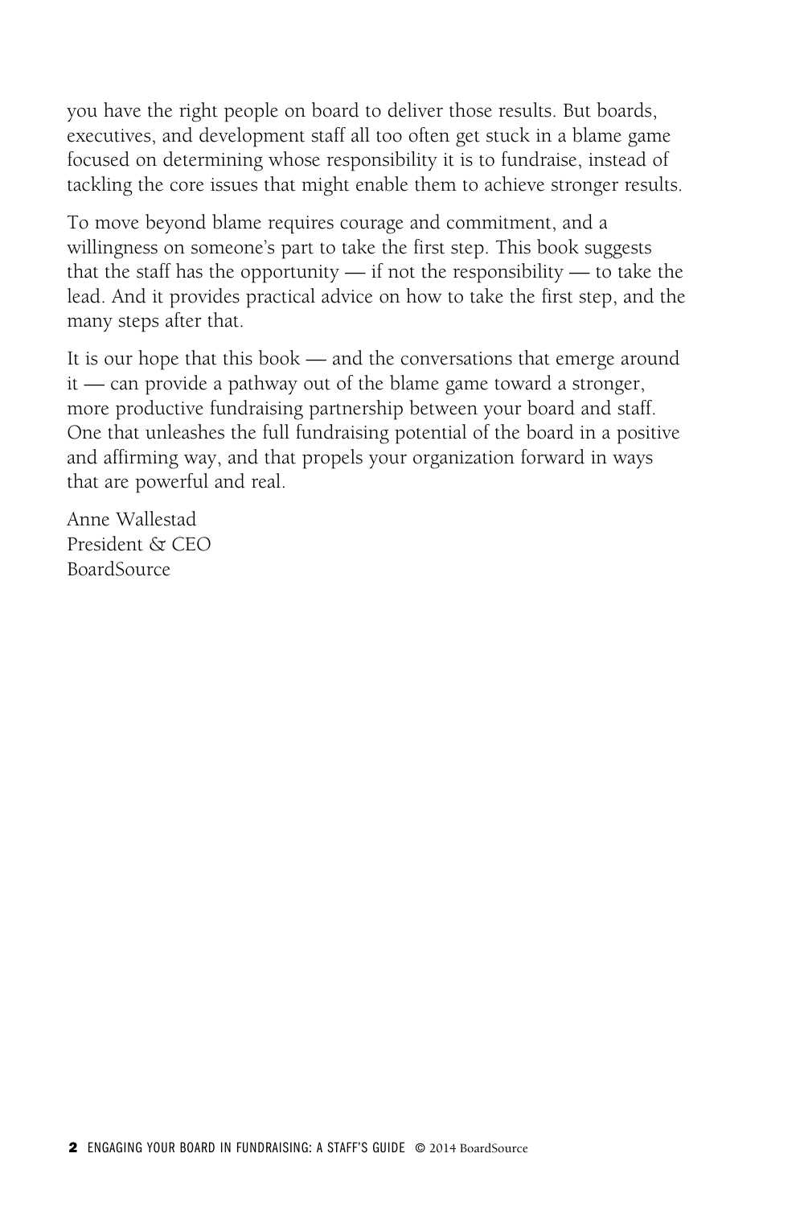you have the right people on board to deliver those results. But boards, executives, and development staff all too often get stuck in a blame game focused on determining whose responsibility it is to fundraise, instead of tackling the core issues that might enable them to achieve stronger results.

To move beyond blame requires courage and commitment, and a willingness on someone's part to take the first step. This book suggests that the staff has the opportunity — if not the responsibility — to take the lead. And it provides practical advice on how to take the first step, and the many steps after that.

It is our hope that this book — and the conversations that emerge around it — can provide a pathway out of the blame game toward a stronger, more productive fundraising partnership between your board and staff. One that unleashes the full fundraising potential of the board in a positive and affirming way, and that propels your organization forward in ways that are powerful and real.

Anne Wallestad  
President & CEO  
BoardSource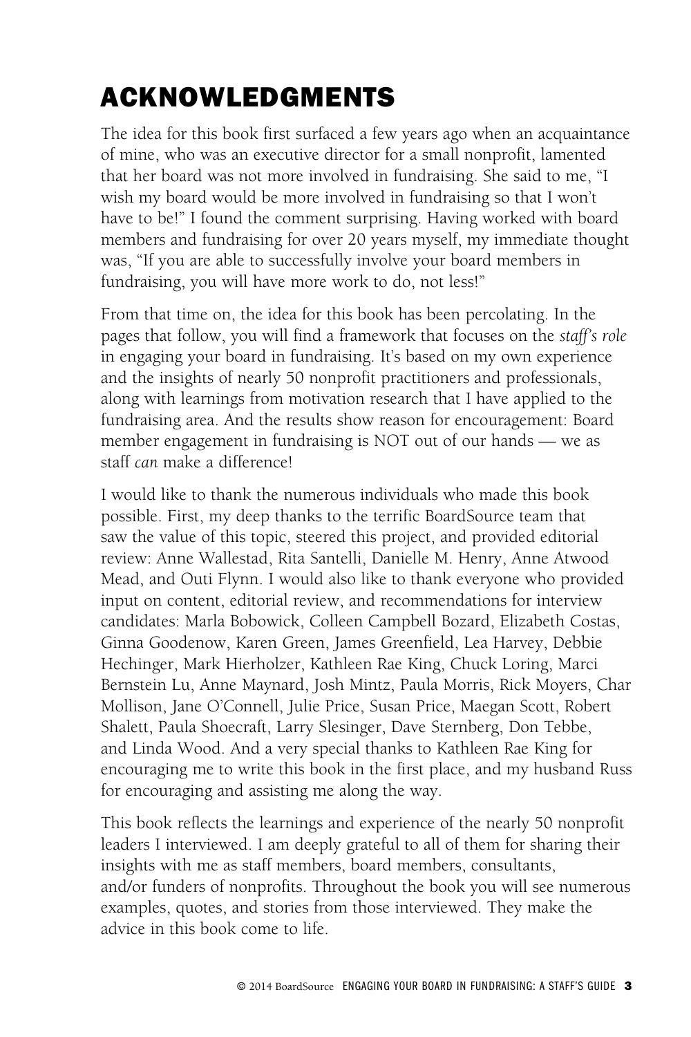# ACKNOWLEDGMENTS

The idea for this book first surfaced a few years ago when an acquaintance of mine, who was an executive director for a small nonprofit, lamented that her board was not more involved in fundraising. She said to me, "I wish my board would be more involved in fundraising so that I won't have to be!" I found the comment surprising. Having worked with board members and fundraising for over 20 years myself, my immediate thought was, "If you are able to successfully involve your board members in fundraising, you will have more work to do, not less!"

From that time on, the idea for this book has been percolating. In the pages that follow, you will find a framework that focuses on the *staff's role* in engaging your board in fundraising. It's based on my own experience and the insights of nearly 50 nonprofit practitioners and professionals, along with learnings from motivation research that I have applied to the fundraising area. And the results show reason for encouragement: Board member engagement in fundraising is NOT out of our hands — we as staff *can* make a difference!

I would like to thank the numerous individuals who made this book possible. First, my deep thanks to the terrific BoardSource team that saw the value of this topic, steered this project, and provided editorial review: Anne Wallestad, Rita Santelli, Danielle M. Henry, Anne Atwood Mead, and Outi Flynn. I would also like to thank everyone who provided input on content, editorial review, and recommendations for interview candidates: Marla Bobowick, Colleen Campbell Bozard, Elizabeth Costas, Ginna Goodenow, Karen Green, James Greenfield, Lea Harvey, Debbie Hechinger, Mark Hierholzer, Kathleen Rae King, Chuck Loring, Marci Bernstein Lu, Anne Maynard, Josh Mintz, Paula Morris, Rick Moyers, Char Mollison, Jane O'Connell, Julie Price, Susan Price, Maegan Scott, Robert Shalett, Paula Shoecraft, Larry Slesinger, Dave Sternberg, Don Tebbe, and Linda Wood. And a very special thanks to Kathleen Rae King for encouraging me to write this book in the first place, and my husband Russ for encouraging and assisting me along the way.

This book reflects the learnings and experience of the nearly 50 nonprofit leaders I interviewed. I am deeply grateful to all of them for sharing their insights with me as staff members, board members, consultants, and/or funders of nonprofits. Throughout the book you will see numerous examples, quotes, and stories from those interviewed. They make the advice in this book come to life.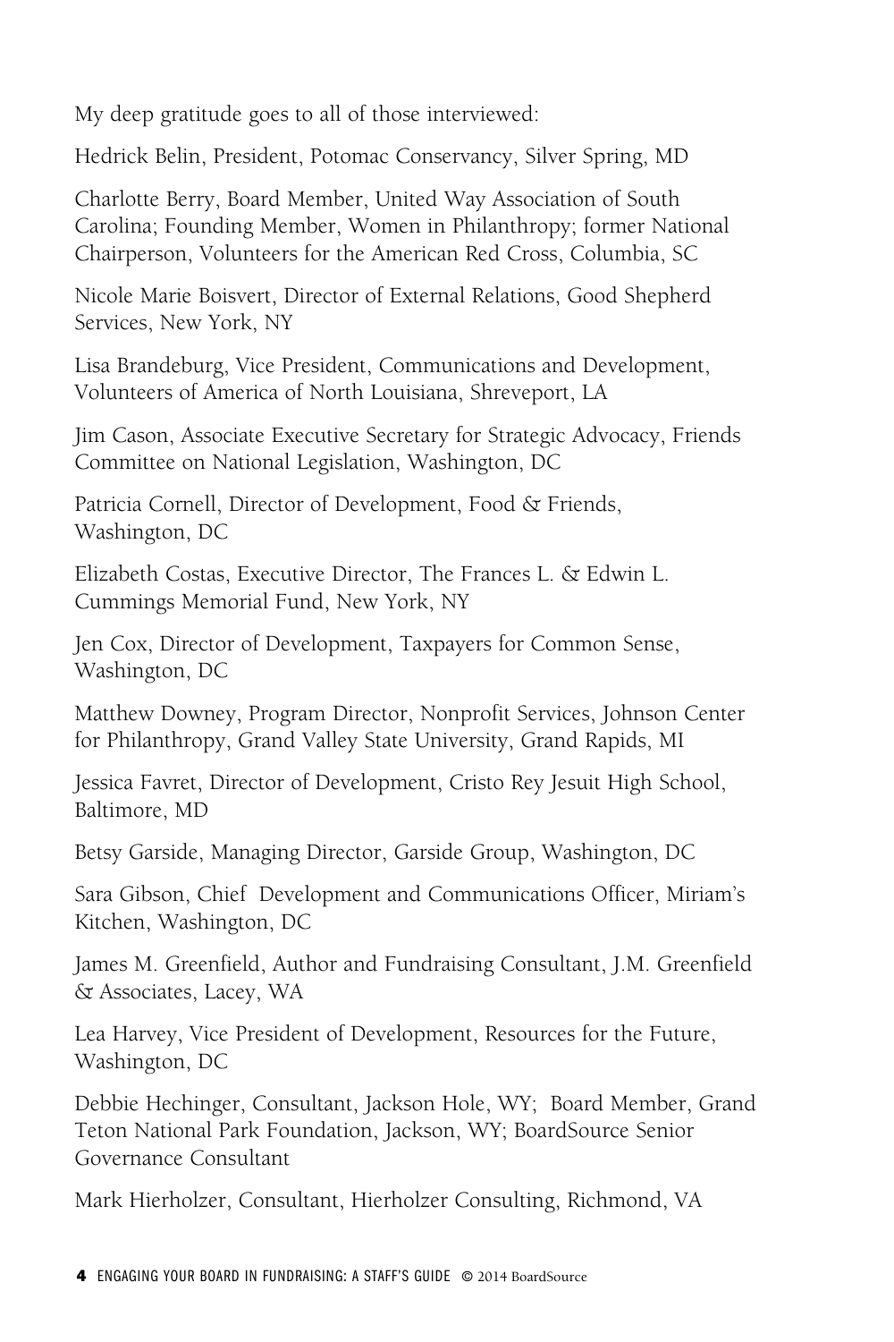My deep gratitude goes to all of those interviewed:

Hedrick Belin, President, Potomac Conservancy, Silver Spring, MD

Charlotte Berry, Board Member, United Way Association of South Carolina; Founding Member, Women in Philanthropy; former National Chairperson, Volunteers for the American Red Cross, Columbia, SC

Nicole Marie Boisvert, Director of External Relations, Good Shepherd Services, New York, NY

Lisa Brandeburg, Vice President, Communications and Development, Volunteers of America of North Louisiana, Shreveport, LA

Jim Cason, Associate Executive Secretary for Strategic Advocacy, Friends Committee on National Legislation, Washington, DC

Patricia Cornell, Director of Development, Food & Friends, Washington, DC

Elizabeth Costas, Executive Director, The Frances L. & Edwin L. Cummings Memorial Fund, New York, NY

Jen Cox, Director of Development, Taxpayers for Common Sense, Washington, DC

Matthew Downey, Program Director, Nonprofit Services, Johnson Center for Philanthropy, Grand Valley State University, Grand Rapids, MI

Jessica Favret, Director of Development, Cristo Rey Jesuit High School, Baltimore, MD

Betsy Garside, Managing Director, Garside Group, Washington, DC

Sara Gibson, Chief Development and Communications Officer, Miriam's Kitchen, Washington, DC

James M. Greenfield, Author and Fundraising Consultant, J.M. Greenfield & Associates, Lacey, WA

Lea Harvey, Vice President of Development, Resources for the Future, Washington, DC

Debbie Hechinger, Consultant, Jackson Hole, WY; Board Member, Grand Teton National Park Foundation, Jackson, WY; BoardSource Senior Governance Consultant

Mark Hierholzer, Consultant, Hierholzer Consulting, Richmond, VA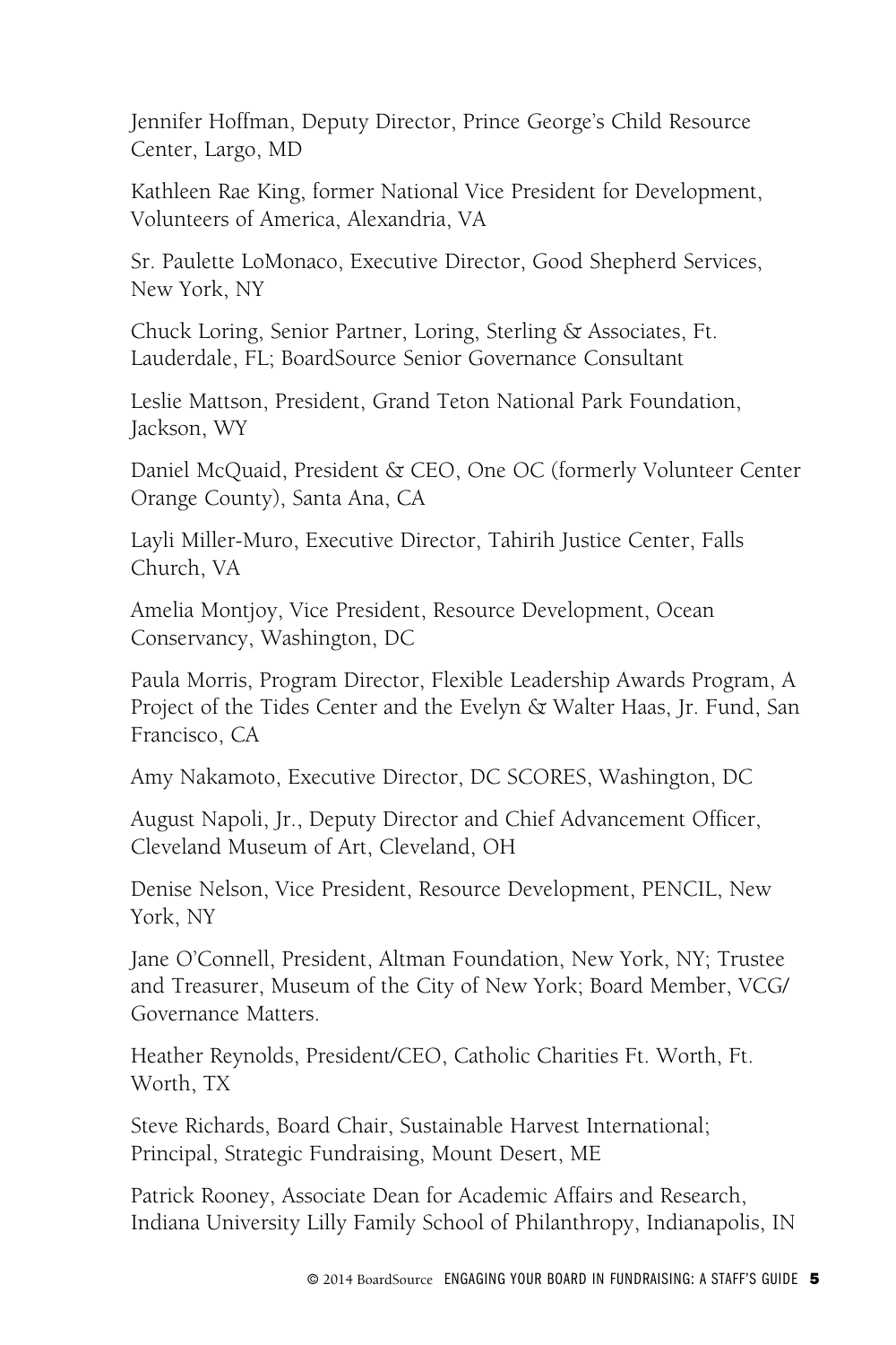Jennifer Hoffman, Deputy Director, Prince George's Child Resource Center, Largo, MD

Kathleen Rae King, former National Vice President for Development, Volunteers of America, Alexandria, VA

Sr. Paulette LoMonaco, Executive Director, Good Shepherd Services, New York, NY

Chuck Loring, Senior Partner, Loring, Sterling & Associates, Ft. Lauderdale, FL; BoardSource Senior Governance Consultant

Leslie Mattson, President, Grand Teton National Park Foundation, Jackson, WY

Daniel McQuaid, President & CEO, One OC (formerly Volunteer Center Orange County), Santa Ana, CA

Layli Miller-Muro, Executive Director, Tahirih Justice Center, Falls Church, VA

Amelia Montjoy, Vice President, Resource Development, Ocean Conservancy, Washington, DC

Paula Morris, Program Director, Flexible Leadership Awards Program, A Project of the Tides Center and the Evelyn & Walter Haas, Jr. Fund, San Francisco, CA

Amy Nakamoto, Executive Director, DC SCORES, Washington, DC

August Napoli, Jr., Deputy Director and Chief Advancement Officer, Cleveland Museum of Art, Cleveland, OH

Denise Nelson, Vice President, Resource Development, PENCIL, New York, NY

Jane O'Connell, President, Altman Foundation, New York, NY; Trustee and Treasurer, Museum of the City of New York; Board Member, VCG/ Governance Matters.

Heather Reynolds, President/CEO, Catholic Charities Ft. Worth, Ft. Worth, TX

Steve Richards, Board Chair, Sustainable Harvest International; Principal, Strategic Fundraising, Mount Desert, ME

Patrick Rooney, Associate Dean for Academic Affairs and Research, Indiana University Lilly Family School of Philanthropy, Indianapolis, IN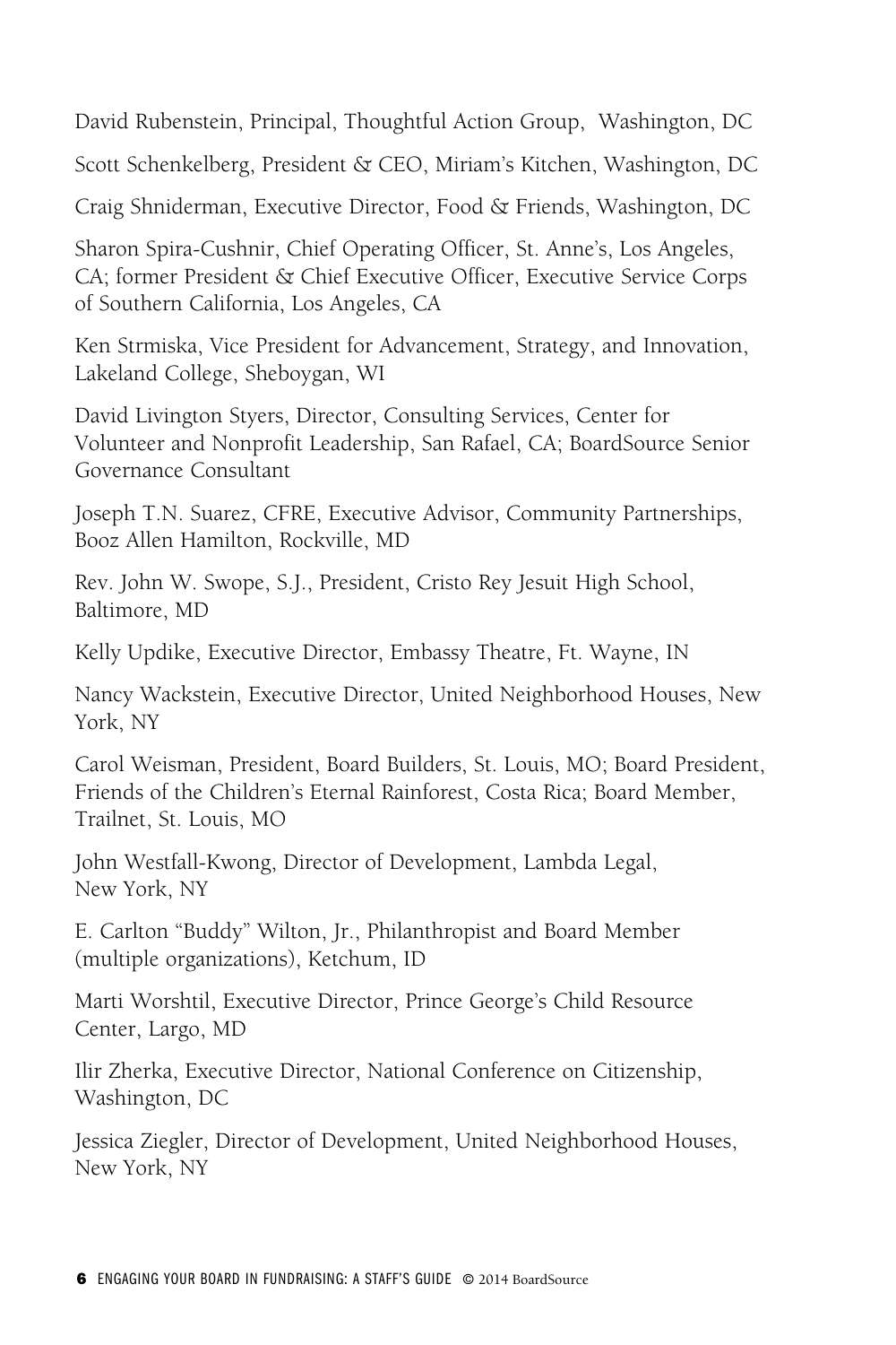David Rubenstein, Principal, Thoughtful Action Group, Washington, DC

Scott Schenkelberg, President & CEO, Miriam's Kitchen, Washington, DC

Craig Shniderman, Executive Director, Food & Friends, Washington, DC

Sharon Spira-Cushnir, Chief Operating Officer, St. Anne's, Los Angeles, CA; former President & Chief Executive Officer, Executive Service Corps of Southern California, Los Angeles, CA

Ken Strmiska, Vice President for Advancement, Strategy, and Innovation, Lakeland College, Sheboygan, WI

David Livington Styers, Director, Consulting Services, Center for Volunteer and Nonprofit Leadership, San Rafael, CA; BoardSource Senior Governance Consultant

Joseph T.N. Suarez, CFRE, Executive Advisor, Community Partnerships, Booz Allen Hamilton, Rockville, MD

Rev. John W. Swope, S.J., President, Cristo Rey Jesuit High School, Baltimore, MD

Kelly Updike, Executive Director, Embassy Theatre, Ft. Wayne, IN

Nancy Wackstein, Executive Director, United Neighborhood Houses, New York, NY

Carol Weisman, President, Board Builders, St. Louis, MO; Board President, Friends of the Children's Eternal Rainforest, Costa Rica; Board Member, Trailnet, St. Louis, MO

John Westfall-Kwong, Director of Development, Lambda Legal, New York, NY

E. Carlton "Buddy" Wilton, Jr., Philanthropist and Board Member (multiple organizations), Ketchum, ID

Marti Worshtil, Executive Director, Prince George's Child Resource Center, Largo, MD

Ilir Zherka, Executive Director, National Conference on Citizenship, Washington, DC

Jessica Ziegler, Director of Development, United Neighborhood Houses, New York, NY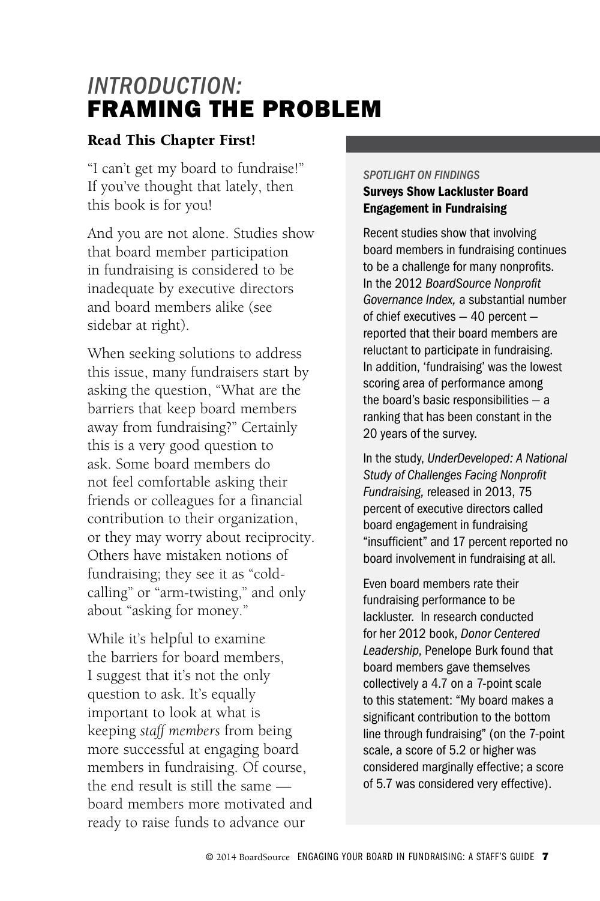# *INTRODUCTION:* FRAMING THE PROBLEM

## Read This Chapter First!

"I can't get my board to fundraise!" If you've thought that lately, then this book is for you!

And you are not alone. Studies show that board member participation in fundraising is considered to be inadequate by executive directors and board members alike (see sidebar at right).

When seeking solutions to address this issue, many fundraisers start by asking the question, "What are the barriers that keep board members away from fundraising?" Certainly this is a very good question to ask. Some board members do not feel comfortable asking their friends or colleagues for a financial contribution to their organization, or they may worry about reciprocity. Others have mistaken notions of fundraising; they see it as "cold-calling" or "arm-twisting," and only about "asking for money."

While it's helpful to examine the barriers for board members, I suggest that it's not the only question to ask. It's equally important to look at what is keeping *staff members* from being more successful at engaging board members in fundraising. Of course, the end result is still the same — board members more motivated and ready to raise funds to advance our

*SPOTLIGHT ON FINDINGS*

**Surveys Show Lackluster Board Engagement in Fundraising**

Recent studies show that involving board members in fundraising continues to be a challenge for many nonprofits. In the 2012 *BoardSource Nonprofit Governance Index,* a substantial number of chief executives — 40 percent — reported that their board members are reluctant to participate in fundraising. In addition, 'fundraising' was the lowest scoring area of performance among the board's basic responsibilities — a ranking that has been constant in the 20 years of the survey.

In the study, *UnderDeveloped: A National Study of Challenges Facing Nonprofit Fundraising,* released in 2013, 75 percent of executive directors called board engagement in fundraising "insufficient" and 17 percent reported no board involvement in fundraising at all.

Even board members rate their fundraising performance to be lackluster. In research conducted for her 2012 book, *Donor Centered Leadership*, Penelope Burk found that board members gave themselves collectively a 4.7 on a 7-point scale to this statement: "My board makes a significant contribution to the bottom line through fundraising" (on the 7-point scale, a score of 5.2 or higher was considered marginally effective; a score of 5.7 was considered very effective).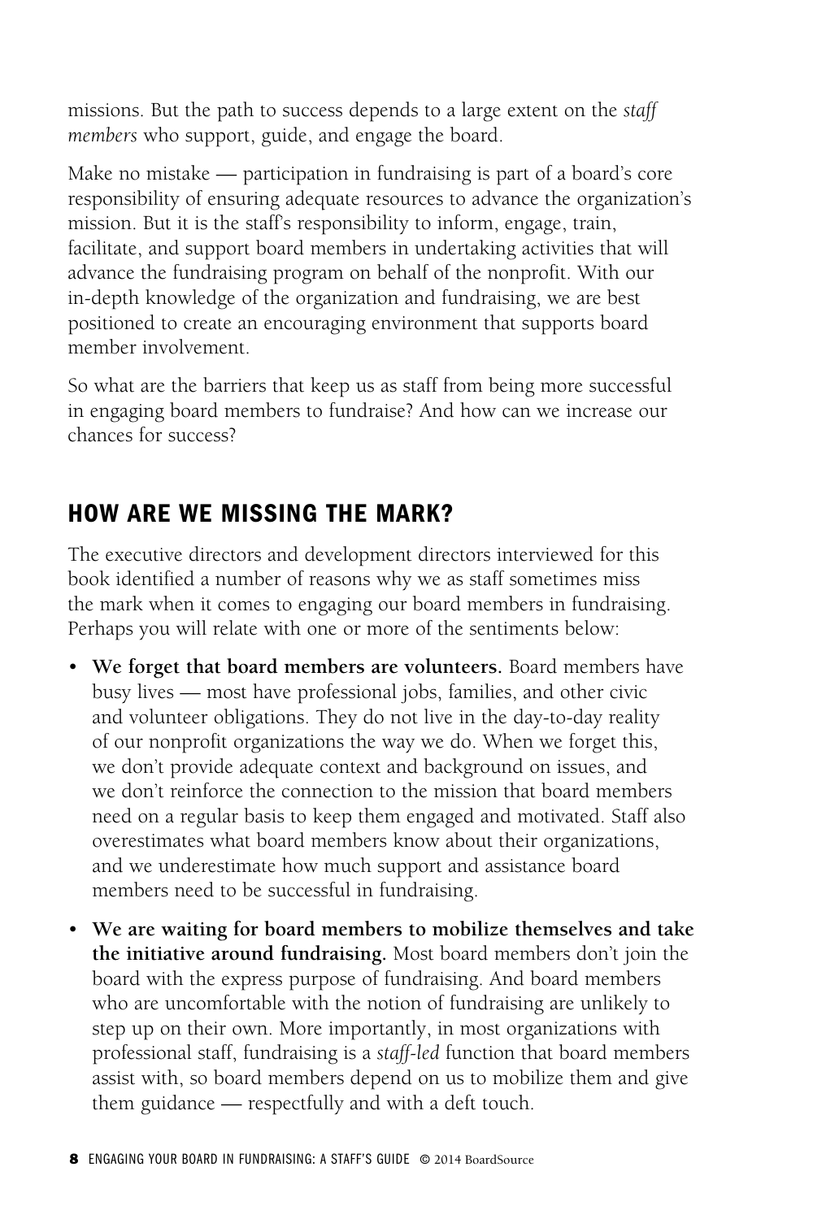missions. But the path to success depends to a large extent on the *staff members* who support, guide, and engage the board.

Make no mistake — participation in fundraising is part of a board's core responsibility of ensuring adequate resources to advance the organization's mission. But it is the staff's responsibility to inform, engage, train, facilitate, and support board members in undertaking activities that will advance the fundraising program on behalf of the nonprofit. With our in-depth knowledge of the organization and fundraising, we are best positioned to create an encouraging environment that supports board member involvement.

So what are the barriers that keep us as staff from being more successful in engaging board members to fundraise? And how can we increase our chances for success?

## HOW ARE WE MISSING THE MARK?

The executive directors and development directors interviewed for this book identified a number of reasons why we as staff sometimes miss the mark when it comes to engaging our board members in fundraising. Perhaps you will relate with one or more of the sentiments below:

- **We forget that board members are volunteers.** Board members have busy lives — most have professional jobs, families, and other civic and volunteer obligations. They do not live in the day-to-day reality of our nonprofit organizations the way we do. When we forget this, we don't provide adequate context and background on issues, and we don't reinforce the connection to the mission that board members need on a regular basis to keep them engaged and motivated. Staff also overestimates what board members know about their organizations, and we underestimate how much support and assistance board members need to be successful in fundraising.
- **We are waiting for board members to mobilize themselves and take the initiative around fundraising.** Most board members don't join the board with the express purpose of fundraising. And board members who are uncomfortable with the notion of fundraising are unlikely to step up on their own. More importantly, in most organizations with professional staff, fundraising is a *staff-led* function that board members assist with, so board members depend on us to mobilize them and give them guidance — respectfully and with a deft touch.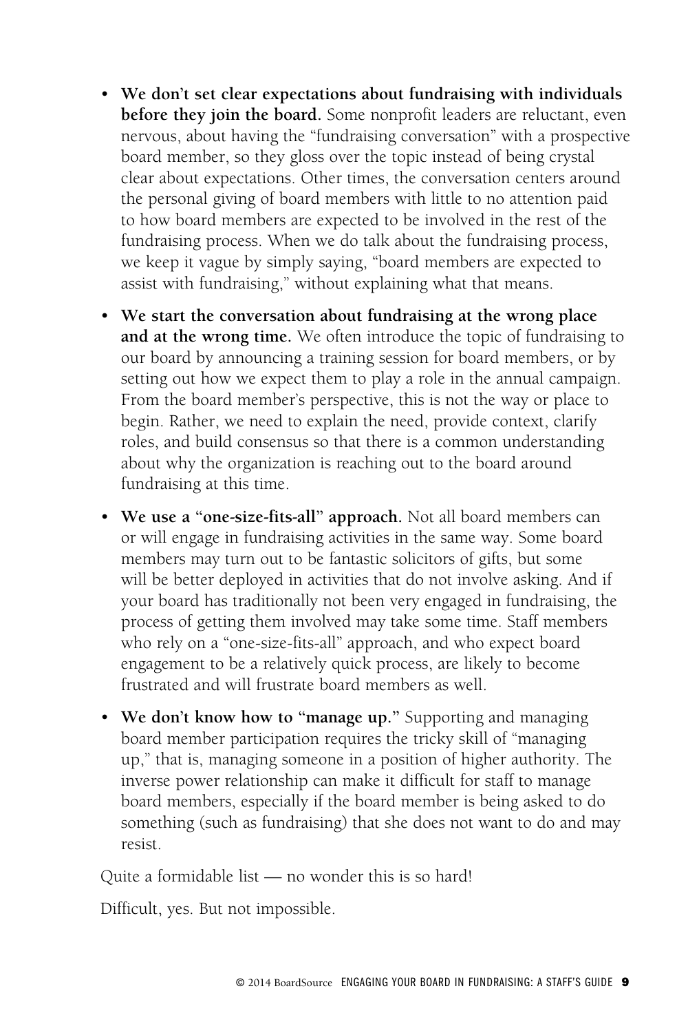- **We don't set clear expectations about fundraising with individuals before they join the board.** Some nonprofit leaders are reluctant, even nervous, about having the "fundraising conversation" with a prospective board member, so they gloss over the topic instead of being crystal clear about expectations. Other times, the conversation centers around the personal giving of board members with little to no attention paid to how board members are expected to be involved in the rest of the fundraising process. When we do talk about the fundraising process, we keep it vague by simply saying, "board members are expected to assist with fundraising," without explaining what that means.
- **We start the conversation about fundraising at the wrong place and at the wrong time.** We often introduce the topic of fundraising to our board by announcing a training session for board members, or by setting out how we expect them to play a role in the annual campaign. From the board member's perspective, this is not the way or place to begin. Rather, we need to explain the need, provide context, clarify roles, and build consensus so that there is a common understanding about why the organization is reaching out to the board around fundraising at this time.
- **We use a "one-size-fits-all" approach.** Not all board members can or will engage in fundraising activities in the same way. Some board members may turn out to be fantastic solicitors of gifts, but some will be better deployed in activities that do not involve asking. And if your board has traditionally not been very engaged in fundraising, the process of getting them involved may take some time. Staff members who rely on a "one-size-fits-all" approach, and who expect board engagement to be a relatively quick process, are likely to become frustrated and will frustrate board members as well.
- **We don't know how to "manage up."** Supporting and managing board member participation requires the tricky skill of "managing up," that is, managing someone in a position of higher authority. The inverse power relationship can make it difficult for staff to manage board members, especially if the board member is being asked to do something (such as fundraising) that she does not want to do and may resist.

Quite a formidable list — no wonder this is so hard!

Difficult, yes. But not impossible.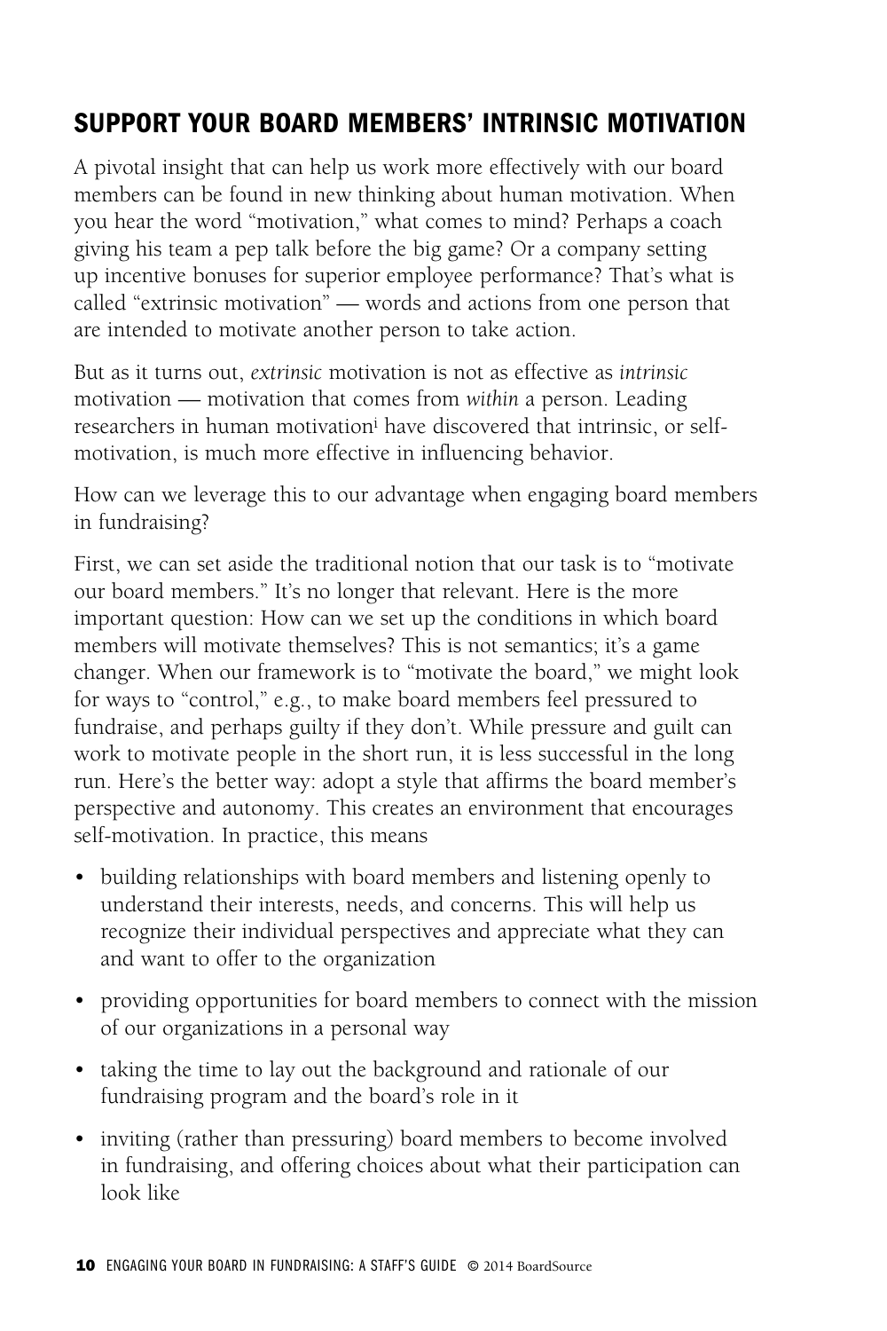## SUPPORT YOUR BOARD MEMBERS' INTRINSIC MOTIVATION

A pivotal insight that can help us work more effectively with our board members can be found in new thinking about human motivation. When you hear the word "motivation," what comes to mind? Perhaps a coach giving his team a pep talk before the big game? Or a company setting up incentive bonuses for superior employee performance? That's what is called "extrinsic motivation" — words and actions from one person that are intended to motivate another person to take action.

But as it turns out, *extrinsic* motivation is not as effective as *intrinsic* motivation — motivation that comes from *within* a person. Leading researchers in human motivation[i] have discovered that intrinsic, or self-motivation, is much more effective in influencing behavior.

How can we leverage this to our advantage when engaging board members in fundraising?

First, we can set aside the traditional notion that our task is to "motivate our board members." It's no longer that relevant. Here is the more important question: How can we set up the conditions in which board members will motivate themselves? This is not semantics; it's a game changer. When our framework is to "motivate the board," we might look for ways to "control," e.g., to make board members feel pressured to fundraise, and perhaps guilty if they don't. While pressure and guilt can work to motivate people in the short run, it is less successful in the long run. Here's the better way: adopt a style that affirms the board member's perspective and autonomy. This creates an environment that encourages self-motivation. In practice, this means

- building relationships with board members and listening openly to understand their interests, needs, and concerns. This will help us recognize their individual perspectives and appreciate what they can and want to offer to the organization
- providing opportunities for board members to connect with the mission of our organizations in a personal way
- taking the time to lay out the background and rationale of our fundraising program and the board's role in it
- inviting (rather than pressuring) board members to become involved in fundraising, and offering choices about what their participation can look like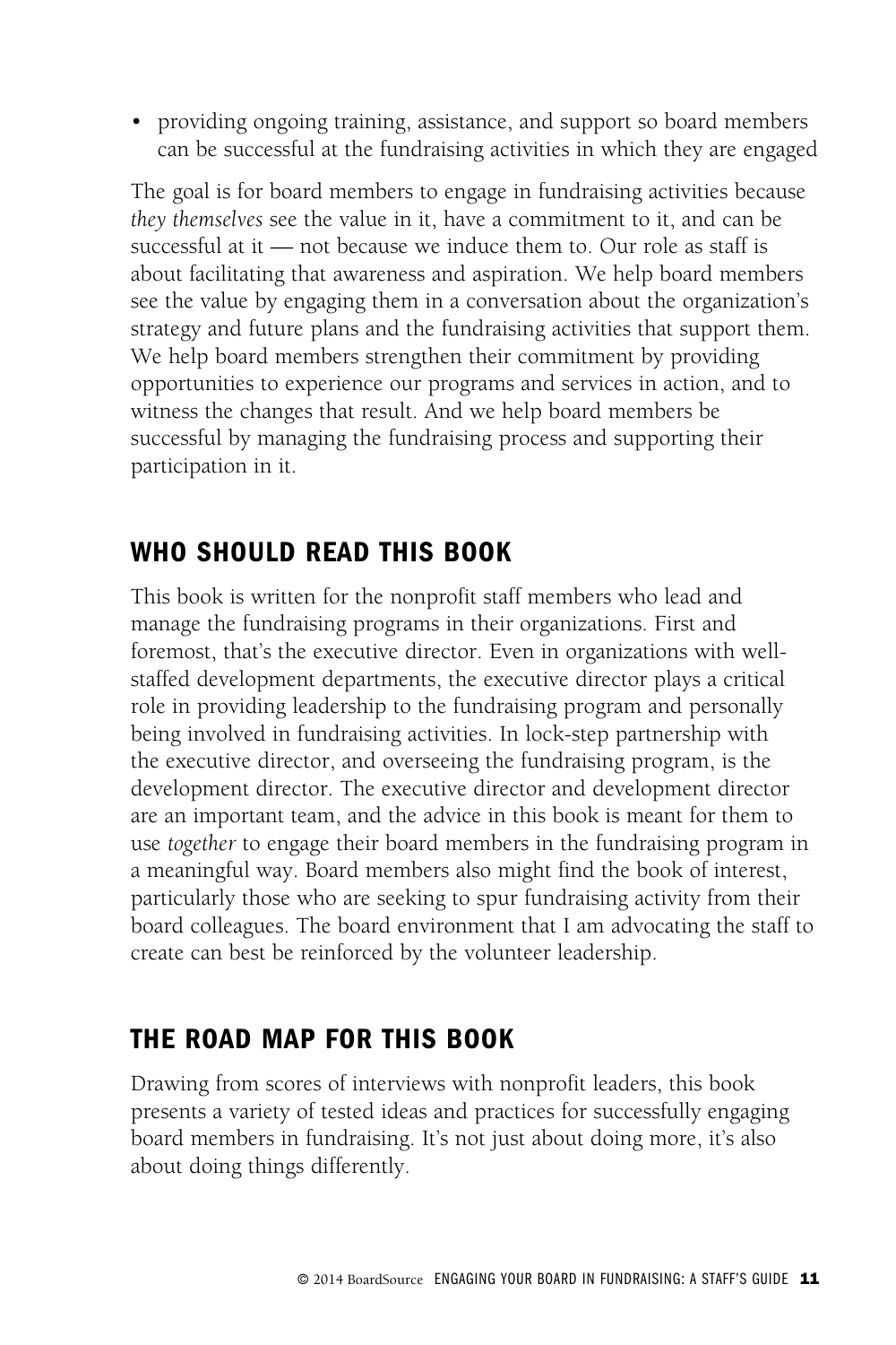- providing ongoing training, assistance, and support so board members can be successful at the fundraising activities in which they are engaged

The goal is for board members to engage in fundraising activities because *they themselves* see the value in it, have a commitment to it, and can be successful at it — not because we induce them to. Our role as staff is about facilitating that awareness and aspiration. We help board members see the value by engaging them in a conversation about the organization's strategy and future plans and the fundraising activities that support them. We help board members strengthen their commitment by providing opportunities to experience our programs and services in action, and to witness the changes that result. And we help board members be successful by managing the fundraising process and supporting their participation in it.

## WHO SHOULD READ THIS BOOK

This book is written for the nonprofit staff members who lead and manage the fundraising programs in their organizations. First and foremost, that's the executive director. Even in organizations with well-staffed development departments, the executive director plays a critical role in providing leadership to the fundraising program and personally being involved in fundraising activities. In lock-step partnership with the executive director, and overseeing the fundraising program, is the development director. The executive director and development director are an important team, and the advice in this book is meant for them to use *together* to engage their board members in the fundraising program in a meaningful way. Board members also might find the book of interest, particularly those who are seeking to spur fundraising activity from their board colleagues. The board environment that I am advocating the staff to create can best be reinforced by the volunteer leadership.

## THE ROAD MAP FOR THIS BOOK

Drawing from scores of interviews with nonprofit leaders, this book presents a variety of tested ideas and practices for successfully engaging board members in fundraising. It's not just about doing more, it's also about doing things differently.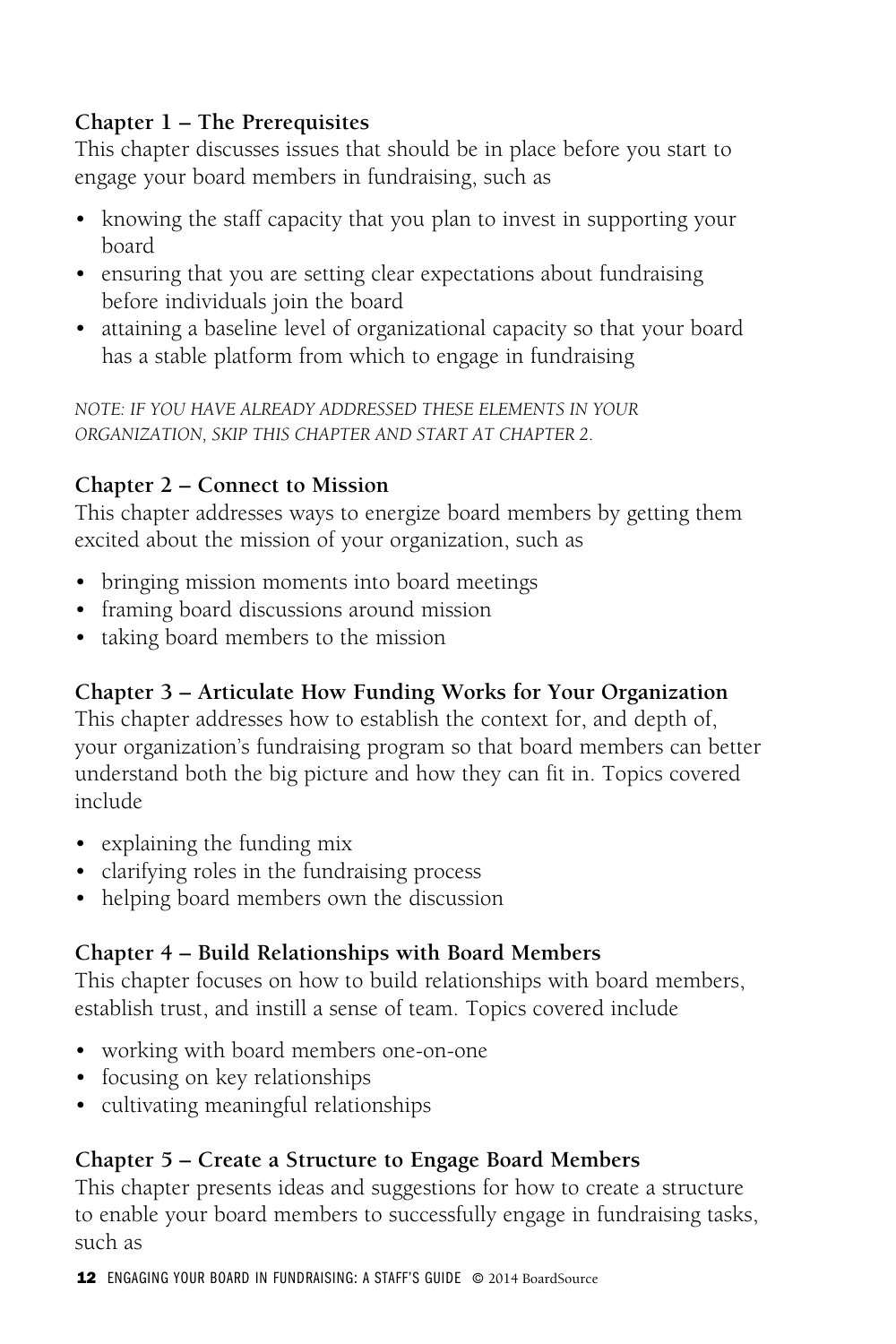**Chapter 1 – The Prerequisites**
This chapter discusses issues that should be in place before you start to engage your board members in fundraising, such as

- knowing the staff capacity that you plan to invest in supporting your board
- ensuring that you are setting clear expectations about fundraising before individuals join the board
- attaining a baseline level of organizational capacity so that your board has a stable platform from which to engage in fundraising

*NOTE: IF YOU HAVE ALREADY ADDRESSED THESE ELEMENTS IN YOUR ORGANIZATION, SKIP THIS CHAPTER AND START AT CHAPTER 2.*

**Chapter 2 – Connect to Mission**
This chapter addresses ways to energize board members by getting them excited about the mission of your organization, such as

- bringing mission moments into board meetings
- framing board discussions around mission
- taking board members to the mission

**Chapter 3 – Articulate How Funding Works for Your Organization**
This chapter addresses how to establish the context for, and depth of, your organization's fundraising program so that board members can better understand both the big picture and how they can fit in. Topics covered include

- explaining the funding mix
- clarifying roles in the fundraising process
- helping board members own the discussion

**Chapter 4 – Build Relationships with Board Members**
This chapter focuses on how to build relationships with board members, establish trust, and instill a sense of team. Topics covered include

- working with board members one-on-one
- focusing on key relationships
- cultivating meaningful relationships

**Chapter 5 – Create a Structure to Engage Board Members**
This chapter presents ideas and suggestions for how to create a structure to enable your board members to successfully engage in fundraising tasks, such as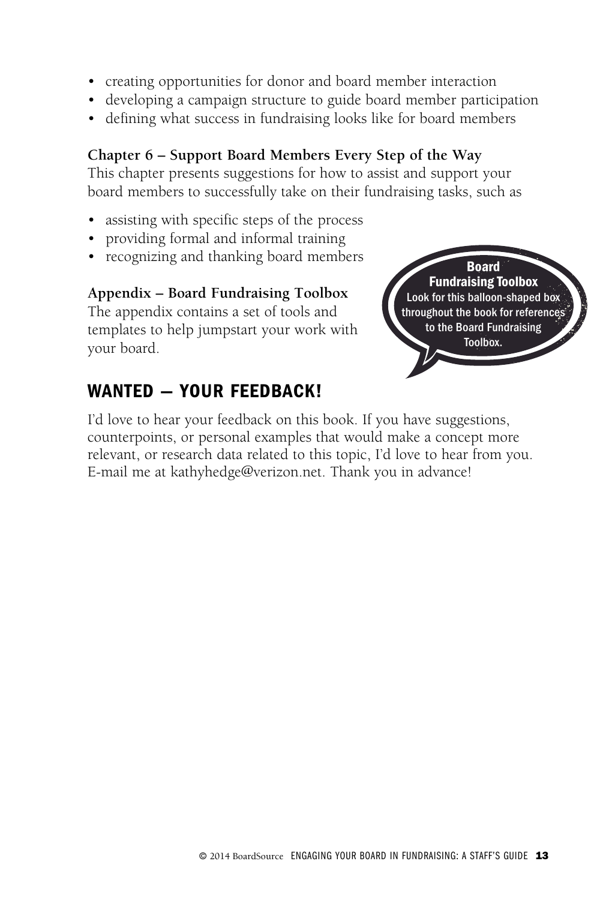- creating opportunities for donor and board member interaction
- developing a campaign structure to guide board member participation
- defining what success in fundraising looks like for board members

**Chapter 6 – Support Board Members Every Step of the Way**
This chapter presents suggestions for how to assist and support your board members to successfully take on their fundraising tasks, such as

- assisting with specific steps of the process
- providing formal and informal training
- recognizing and thanking board members

**Appendix – Board Fundraising Toolbox**
The appendix contains a set of tools and templates to help jumpstart your work with your board.

**Board Fundraising Toolbox**
Look for this balloon-shaped box throughout the book for references to the Board Fundraising Toolbox.

## WANTED — YOUR FEEDBACK!

I'd love to hear your feedback on this book. If you have suggestions, counterpoints, or personal examples that would make a concept more relevant, or research data related to this topic, I'd love to hear from you. E-mail me at kathyhedge@verizon.net. Thank you in advance!